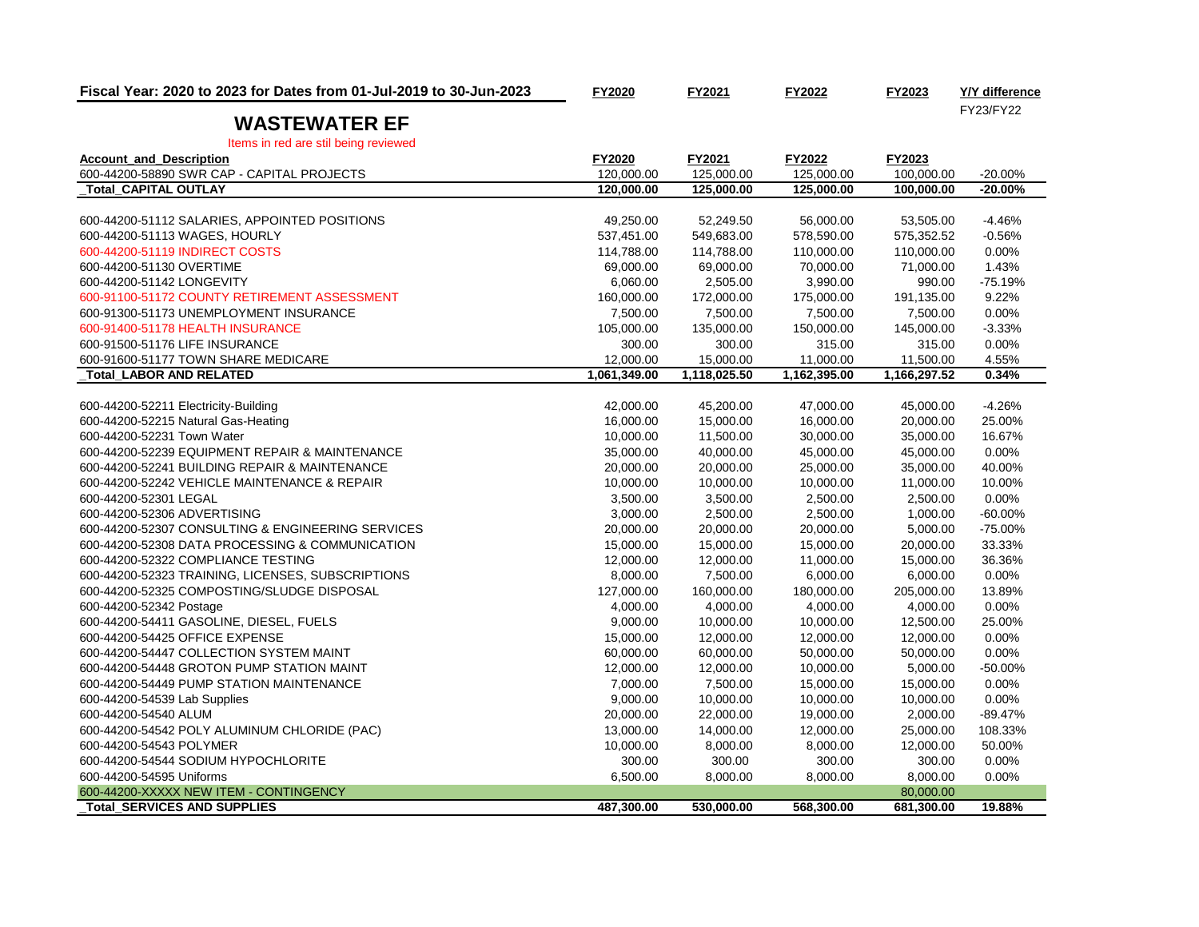**Fiscal Year: 2020 to 2023 for Dates from 01-Jul-2019 to 30-Jun-2023** | **FY2020** | **FY2021** | **FY2022** | **FY2023** | **Y/Y difference** FY23/FY22

# WASTEWATER EF

Items in red are stil being reviewed

| Account_and_Description | FY2020 | FY2021 | FY2022 | FY2023 | |
|---|---|---|---|---|---|
| 600-44200-58890 SWR CAP - CAPITAL PROJECTS | 120,000.00 | 125,000.00 | 125,000.00 | 100,000.00 | -20.00% |
| **_Total_CAPITAL OUTLAY** | **120,000.00** | **125,000.00** | **125,000.00** | **100,000.00** | **-20.00%** |
| | | | | | |
| 600-44200-51112 SALARIES, APPOINTED POSITIONS | 49,250.00 | 52,249.50 | 56,000.00 | 53,505.00 | -4.46% |
| 600-44200-51113 WAGES, HOURLY | 537,451.00 | 549,683.00 | 578,590.00 | 575,352.52 | -0.56% |
| 600-44200-51119 INDIRECT COSTS | 114,788.00 | 114,788.00 | 110,000.00 | 110,000.00 | 0.00% |
| 600-44200-51130 OVERTIME | 69,000.00 | 69,000.00 | 70,000.00 | 71,000.00 | 1.43% |
| 600-44200-51142 LONGEVITY | 6,060.00 | 2,505.00 | 3,990.00 | 990.00 | -75.19% |
| 600-91100-51172 COUNTY RETIREMENT ASSESSMENT | 160,000.00 | 172,000.00 | 175,000.00 | 191,135.00 | 9.22% |
| 600-91300-51173 UNEMPLOYMENT INSURANCE | 7,500.00 | 7,500.00 | 7,500.00 | 7,500.00 | 0.00% |
| 600-91400-51178 HEALTH INSURANCE | 105,000.00 | 135,000.00 | 150,000.00 | 145,000.00 | -3.33% |
| 600-91500-51176 LIFE INSURANCE | 300.00 | 300.00 | 315.00 | 315.00 | 0.00% |
| 600-91600-51177 TOWN SHARE MEDICARE | 12,000.00 | 15,000.00 | 11,000.00 | 11,500.00 | 4.55% |
| **_Total_LABOR AND RELATED** | **1,061,349.00** | **1,118,025.50** | **1,162,395.00** | **1,166,297.52** | **0.34%** |
| | | | | | |
| 600-44200-52211 Electricity-Building | 42,000.00 | 45,200.00 | 47,000.00 | 45,000.00 | -4.26% |
| 600-44200-52215 Natural Gas-Heating | 16,000.00 | 15,000.00 | 16,000.00 | 20,000.00 | 25.00% |
| 600-44200-52231 Town Water | 10,000.00 | 11,500.00 | 30,000.00 | 35,000.00 | 16.67% |
| 600-44200-52239 EQUIPMENT REPAIR & MAINTENANCE | 35,000.00 | 40,000.00 | 45,000.00 | 45,000.00 | 0.00% |
| 600-44200-52241 BUILDING REPAIR & MAINTENANCE | 20,000.00 | 20,000.00 | 25,000.00 | 35,000.00 | 40.00% |
| 600-44200-52242 VEHICLE MAINTENANCE & REPAIR | 10,000.00 | 10,000.00 | 10,000.00 | 11,000.00 | 10.00% |
| 600-44200-52301 LEGAL | 3,500.00 | 3,500.00 | 2,500.00 | 2,500.00 | 0.00% |
| 600-44200-52306 ADVERTISING | 3,000.00 | 2,500.00 | 2,500.00 | 1,000.00 | -60.00% |
| 600-44200-52307 CONSULTING & ENGINEERING SERVICES | 20,000.00 | 20,000.00 | 20,000.00 | 5,000.00 | -75.00% |
| 600-44200-52308 DATA PROCESSING & COMMUNICATION | 15,000.00 | 15,000.00 | 15,000.00 | 20,000.00 | 33.33% |
| 600-44200-52322 COMPLIANCE TESTING | 12,000.00 | 12,000.00 | 11,000.00 | 15,000.00 | 36.36% |
| 600-44200-52323 TRAINING, LICENSES, SUBSCRIPTIONS | 8,000.00 | 7,500.00 | 6,000.00 | 6,000.00 | 0.00% |
| 600-44200-52325 COMPOSTING/SLUDGE DISPOSAL | 127,000.00 | 160,000.00 | 180,000.00 | 205,000.00 | 13.89% |
| 600-44200-52342 Postage | 4,000.00 | 4,000.00 | 4,000.00 | 4,000.00 | 0.00% |
| 600-44200-54411 GASOLINE, DIESEL, FUELS | 9,000.00 | 10,000.00 | 10,000.00 | 12,500.00 | 25.00% |
| 600-44200-54425 OFFICE EXPENSE | 15,000.00 | 12,000.00 | 12,000.00 | 12,000.00 | 0.00% |
| 600-44200-54447 COLLECTION SYSTEM MAINT | 60,000.00 | 60,000.00 | 50,000.00 | 50,000.00 | 0.00% |
| 600-44200-54448 GROTON PUMP STATION MAINT | 12,000.00 | 12,000.00 | 10,000.00 | 5,000.00 | -50.00% |
| 600-44200-54449 PUMP STATION MAINTENANCE | 7,000.00 | 7,500.00 | 15,000.00 | 15,000.00 | 0.00% |
| 600-44200-54539 Lab Supplies | 9,000.00 | 10,000.00 | 10,000.00 | 10,000.00 | 0.00% |
| 600-44200-54540 ALUM | 20,000.00 | 22,000.00 | 19,000.00 | 2,000.00 | -89.47% |
| 600-44200-54542 POLY ALUMINUM CHLORIDE (PAC) | 13,000.00 | 14,000.00 | 12,000.00 | 25,000.00 | 108.33% |
| 600-44200-54543 POLYMER | 10,000.00 | 8,000.00 | 8,000.00 | 12,000.00 | 50.00% |
| 600-44200-54544 SODIUM HYPOCHLORITE | 300.00 | 300.00 | 300.00 | 300.00 | 0.00% |
| 600-44200-54595 Uniforms | 6,500.00 | 8,000.00 | 8,000.00 | 8,000.00 | 0.00% |
| 600-44200-XXXXX NEW ITEM - CONTINGENCY | | | | 80,000.00 | |
| **_Total_SERVICES AND SUPPLIES** | **487,300.00** | **530,000.00** | **568,300.00** | **681,300.00** | **19.88%** |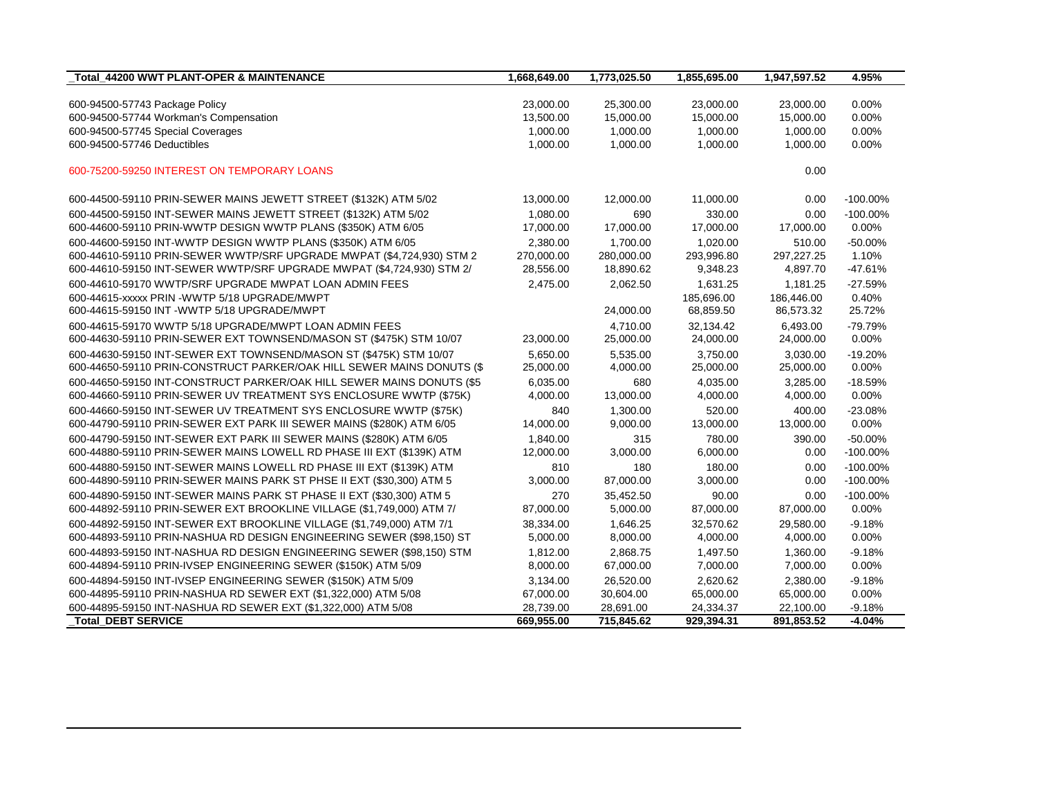| _Total_44200 WWT PLANT-OPER & MAINTENANCE | 1,668,649.00 | 1,773,025.50 | 1,855,695.00 | 1,947,597.52 | 4.95% |
|---|---|---|---|---|---|
| | | | | | |
| 600-94500-57743 Package Policy | 23,000.00 | 25,300.00 | 23,000.00 | 23,000.00 | 0.00% |
| 600-94500-57744 Workman's Compensation | 13,500.00 | 15,000.00 | 15,000.00 | 15,000.00 | 0.00% |
| 600-94500-57745 Special Coverages | 1,000.00 | 1,000.00 | 1,000.00 | 1,000.00 | 0.00% |
| 600-94500-57746 Deductibles | 1,000.00 | 1,000.00 | 1,000.00 | 1,000.00 | 0.00% |
| | | | | | |
| 600-75200-59250 INTEREST ON TEMPORARY LOANS | | | | 0.00 | |
| | | | | | |
| 600-44500-59110 PRIN-SEWER MAINS JEWETT STREET ($132K) ATM 5/02 | 13,000.00 | 12,000.00 | 11,000.00 | 0.00 | -100.00% |
| 600-44500-59150 INT-SEWER MAINS JEWETT STREET ($132K) ATM 5/02 | 1,080.00 | 690 | 330.00 | 0.00 | -100.00% |
| 600-44600-59110 PRIN-WWTP DESIGN WWTP PLANS ($350K) ATM 6/05 | 17,000.00 | 17,000.00 | 17,000.00 | 17,000.00 | 0.00% |
| 600-44600-59150 INT-WWTP DESIGN WWTP PLANS ($350K) ATM 6/05 | 2,380.00 | 1,700.00 | 1,020.00 | 510.00 | -50.00% |
| 600-44610-59110 PRIN-SEWER WWTP/SRF UPGRADE MWPAT ($4,724,930) STM 2 | 270,000.00 | 280,000.00 | 293,996.80 | 297,227.25 | 1.10% |
| 600-44610-59150 INT-SEWER WWTP/SRF UPGRADE MWPAT ($4,724,930) STM 2/ | 28,556.00 | 18,890.62 | 9,348.23 | 4,897.70 | -47.61% |
| 600-44610-59170 WWTP/SRF UPGRADE MWPAT LOAN ADMIN FEES | 2,475.00 | 2,062.50 | 1,631.25 | 1,181.25 | -27.59% |
| 600-44615-xxxxx PRIN -WWTP 5/18 UPGRADE/MWPT | | | 185,696.00 | 186,446.00 | 0.40% |
| 600-44615-59150 INT -WWTP 5/18 UPGRADE/MWPT | | 24,000.00 | 68,859.50 | 86,573.32 | 25.72% |
| 600-44615-59170 WWTP 5/18 UPGRADE/MWPT LOAN ADMIN FEES | | 4,710.00 | 32,134.42 | 6,493.00 | -79.79% |
| 600-44630-59110 PRIN-SEWER EXT TOWNSEND/MASON ST ($475K) STM 10/07 | 23,000.00 | 25,000.00 | 24,000.00 | 24,000.00 | 0.00% |
| 600-44630-59150 INT-SEWER EXT TOWNSEND/MASON ST ($475K) STM 10/07 | 5,650.00 | 5,535.00 | 3,750.00 | 3,030.00 | -19.20% |
| 600-44650-59110 PRIN-CONSTRUCT PARKER/OAK HILL SEWER MAINS DONUTS ($ | 25,000.00 | 4,000.00 | 25,000.00 | 25,000.00 | 0.00% |
| 600-44650-59150 INT-CONSTRUCT PARKER/OAK HILL SEWER MAINS DONUTS ($5 | 6,035.00 | 680 | 4,035.00 | 3,285.00 | -18.59% |
| 600-44660-59110 PRIN-SEWER UV TREATMENT SYS ENCLOSURE WWTP ($75K) | 4,000.00 | 13,000.00 | 4,000.00 | 4,000.00 | 0.00% |
| 600-44660-59150 INT-SEWER UV TREATMENT SYS ENCLOSURE WWTP ($75K) | 840 | 1,300.00 | 520.00 | 400.00 | -23.08% |
| 600-44790-59110 PRIN-SEWER EXT PARK III SEWER MAINS ($280K) ATM 6/05 | 14,000.00 | 9,000.00 | 13,000.00 | 13,000.00 | 0.00% |
| 600-44790-59150 INT-SEWER EXT PARK III SEWER MAINS ($280K) ATM 6/05 | 1,840.00 | 315 | 780.00 | 390.00 | -50.00% |
| 600-44880-59110 PRIN-SEWER MAINS LOWELL RD PHASE III EXT ($139K) ATM | 12,000.00 | 3,000.00 | 6,000.00 | 0.00 | -100.00% |
| 600-44880-59150 INT-SEWER MAINS LOWELL RD PHASE III EXT ($139K) ATM | 810 | 180 | 180.00 | 0.00 | -100.00% |
| 600-44890-59110 PRIN-SEWER MAINS PARK ST PHSE II EXT ($30,300) ATM 5 | 3,000.00 | 87,000.00 | 3,000.00 | 0.00 | -100.00% |
| 600-44890-59150 INT-SEWER MAINS PARK ST PHASE II EXT ($30,300) ATM 5 | 270 | 35,452.50 | 90.00 | 0.00 | -100.00% |
| 600-44892-59110 PRIN-SEWER EXT BROOKLINE VILLAGE ($1,749,000) ATM 7/ | 87,000.00 | 5,000.00 | 87,000.00 | 87,000.00 | 0.00% |
| 600-44892-59150 INT-SEWER EXT BROOKLINE VILLAGE ($1,749,000) ATM 7/1 | 38,334.00 | 1,646.25 | 32,570.62 | 29,580.00 | -9.18% |
| 600-44893-59110 PRIN-NASHUA RD DESIGN ENGINEERING SEWER ($98,150) ST | 5,000.00 | 8,000.00 | 4,000.00 | 4,000.00 | 0.00% |
| 600-44893-59150 INT-NASHUA RD DESIGN ENGINEERING SEWER ($98,150) STM | 1,812.00 | 2,868.75 | 1,497.50 | 1,360.00 | -9.18% |
| 600-44894-59110 PRIN-IVSEP ENGINEERING SEWER ($150K) ATM 5/09 | 8,000.00 | 67,000.00 | 7,000.00 | 7,000.00 | 0.00% |
| 600-44894-59150 INT-IVSEP ENGINEERING SEWER ($150K) ATM 5/09 | 3,134.00 | 26,520.00 | 2,620.62 | 2,380.00 | -9.18% |
| 600-44895-59110 PRIN-NASHUA RD SEWER EXT ($1,322,000) ATM 5/08 | 67,000.00 | 30,604.00 | 65,000.00 | 65,000.00 | 0.00% |
| 600-44895-59150 INT-NASHUA RD SEWER EXT ($1,322,000) ATM 5/08 | 28,739.00 | 28,691.00 | 24,334.37 | 22,100.00 | -9.18% |
| **_Total_DEBT SERVICE** | **669,955.00** | **715,845.62** | **929,394.31** | **891,853.52** | **-4.04%** |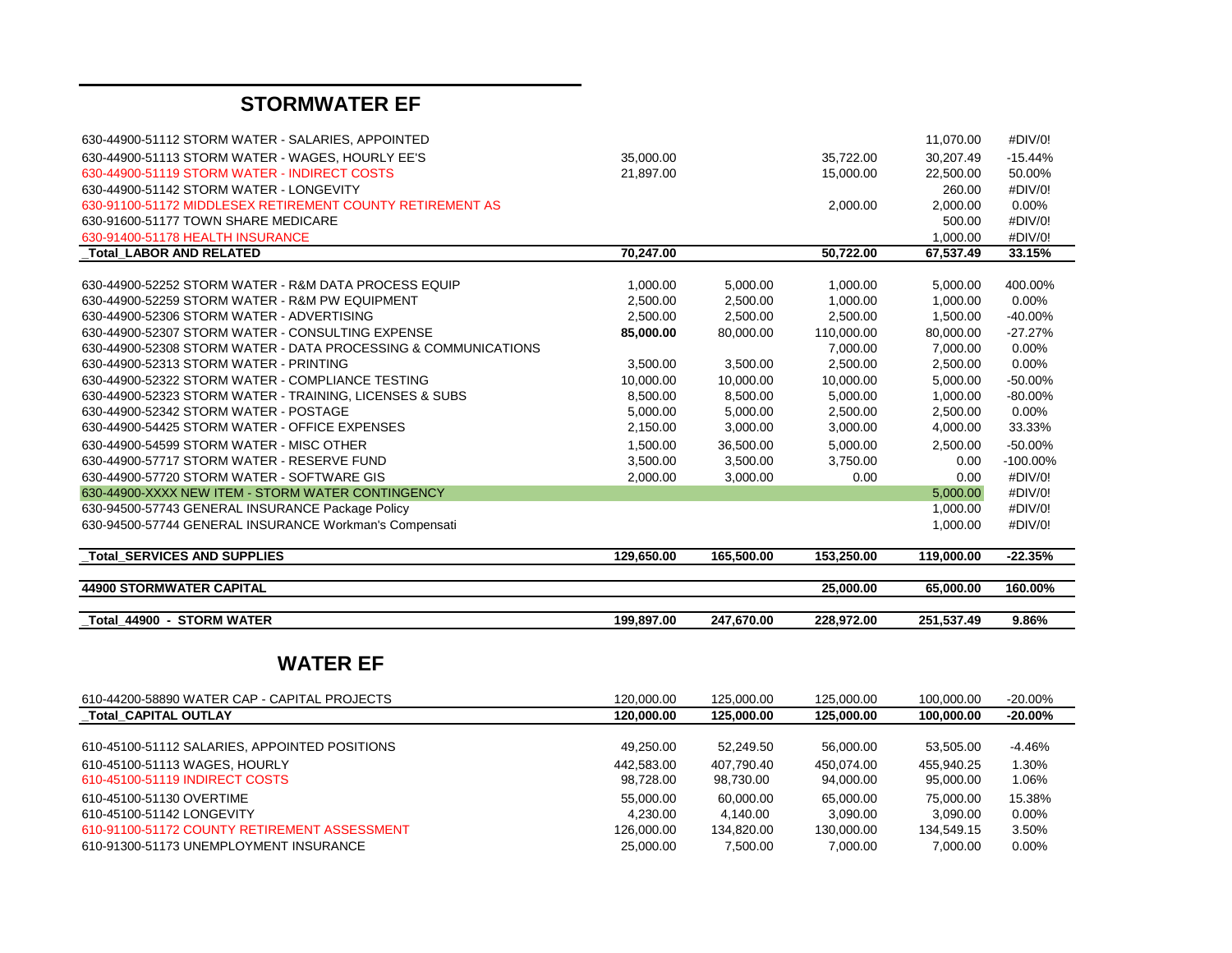## STORMWATER EF

| Account | | | | | |
|---|---|---|---|---|---|
| 630-44900-51112 STORM WATER - SALARIES, APPOINTED | | | | 11,070.00 | #DIV/0! |
| 630-44900-51113 STORM WATER - WAGES, HOURLY EE'S | 35,000.00 | | 35,722.00 | 30,207.49 | -15.44% |
| 630-44900-51119 STORM WATER - INDIRECT COSTS | 21,897.00 | | 15,000.00 | 22,500.00 | 50.00% |
| 630-44900-51142 STORM WATER - LONGEVITY | | | | 260.00 | #DIV/0! |
| 630-91100-51172 MIDDLESEX RETIREMENT COUNTY RETIREMENT AS | | | 2,000.00 | 2,000.00 | 0.00% |
| 630-91600-51177 TOWN SHARE MEDICARE | | | | 500.00 | #DIV/0! |
| 630-91400-51178 HEALTH INSURANCE | | | | 1,000.00 | #DIV/0! |
| **_Total_LABOR AND RELATED** | **70,247.00** | | **50,722.00** | **67,537.49** | **33.15%** |
| 630-44900-52252 STORM WATER - R&M DATA PROCESS EQUIP | 1,000.00 | 5,000.00 | 1,000.00 | 5,000.00 | 400.00% |
| 630-44900-52259 STORM WATER - R&M PW EQUIPMENT | 2,500.00 | 2,500.00 | 1,000.00 | 1,000.00 | 0.00% |
| 630-44900-52306 STORM WATER - ADVERTISING | 2,500.00 | 2,500.00 | 2,500.00 | 1,500.00 | -40.00% |
| 630-44900-52307 STORM WATER - CONSULTING EXPENSE | **85,000.00** | 80,000.00 | 110,000.00 | 80,000.00 | -27.27% |
| 630-44900-52308 STORM WATER - DATA PROCESSING & COMMUNICATIONS | | | 7,000.00 | 7,000.00 | 0.00% |
| 630-44900-52313 STORM WATER - PRINTING | 3,500.00 | 3,500.00 | 2,500.00 | 2,500.00 | 0.00% |
| 630-44900-52322 STORM WATER - COMPLIANCE TESTING | 10,000.00 | 10,000.00 | 10,000.00 | 5,000.00 | -50.00% |
| 630-44900-52323 STORM WATER - TRAINING, LICENSES & SUBS | 8,500.00 | 8,500.00 | 5,000.00 | 1,000.00 | -80.00% |
| 630-44900-52342 STORM WATER - POSTAGE | 5,000.00 | 5,000.00 | 2,500.00 | 2,500.00 | 0.00% |
| 630-44900-54425 STORM WATER - OFFICE EXPENSES | 2,150.00 | 3,000.00 | 3,000.00 | 4,000.00 | 33.33% |
| 630-44900-54599 STORM WATER - MISC OTHER | 1,500.00 | 36,500.00 | 5,000.00 | 2,500.00 | -50.00% |
| 630-44900-57717 STORM WATER - RESERVE FUND | 3,500.00 | 3,500.00 | 3,750.00 | 0.00 | -100.00% |
| 630-44900-57720 STORM WATER - SOFTWARE GIS | 2,000.00 | 3,000.00 | 0.00 | 0.00 | #DIV/0! |
| 630-44900-XXXX NEW ITEM - STORM WATER CONTINGENCY | | | | 5,000.00 | #DIV/0! |
| 630-94500-57743 GENERAL INSURANCE Package Policy | | | | 1,000.00 | #DIV/0! |
| 630-94500-57744 GENERAL INSURANCE Workman's Compensati | | | | 1,000.00 | #DIV/0! |
| **_Total_SERVICES AND SUPPLIES** | **129,650.00** | **165,500.00** | **153,250.00** | **119,000.00** | **-22.35%** |
| **44900 STORMWATER CAPITAL** | | | **25,000.00** | **65,000.00** | **160.00%** |
| **_Total_44900 - STORM WATER** | **199,897.00** | **247,670.00** | **228,972.00** | **251,537.49** | **9.86%** |

## WATER EF

| Account | | | | | |
|---|---|---|---|---|---|
| 610-44200-58890 WATER CAP - CAPITAL PROJECTS | 120,000.00 | 125,000.00 | 125,000.00 | 100,000.00 | -20.00% |
| **_Total_CAPITAL OUTLAY** | **120,000.00** | **125,000.00** | **125,000.00** | **100,000.00** | **-20.00%** |
| 610-45100-51112 SALARIES, APPOINTED POSITIONS | 49,250.00 | 52,249.50 | 56,000.00 | 53,505.00 | -4.46% |
| 610-45100-51113 WAGES, HOURLY | 442,583.00 | 407,790.40 | 450,074.00 | 455,940.25 | 1.30% |
| 610-45100-51119 INDIRECT COSTS | 98,728.00 | 98,730.00 | 94,000.00 | 95,000.00 | 1.06% |
| 610-45100-51130 OVERTIME | 55,000.00 | 60,000.00 | 65,000.00 | 75,000.00 | 15.38% |
| 610-45100-51142 LONGEVITY | 4,230.00 | 4,140.00 | 3,090.00 | 3,090.00 | 0.00% |
| 610-91100-51172 COUNTY RETIREMENT ASSESSMENT | 126,000.00 | 134,820.00 | 130,000.00 | 134,549.15 | 3.50% |
| 610-91300-51173 UNEMPLOYMENT INSURANCE | 25,000.00 | 7,500.00 | 7,000.00 | 7,000.00 | 0.00% |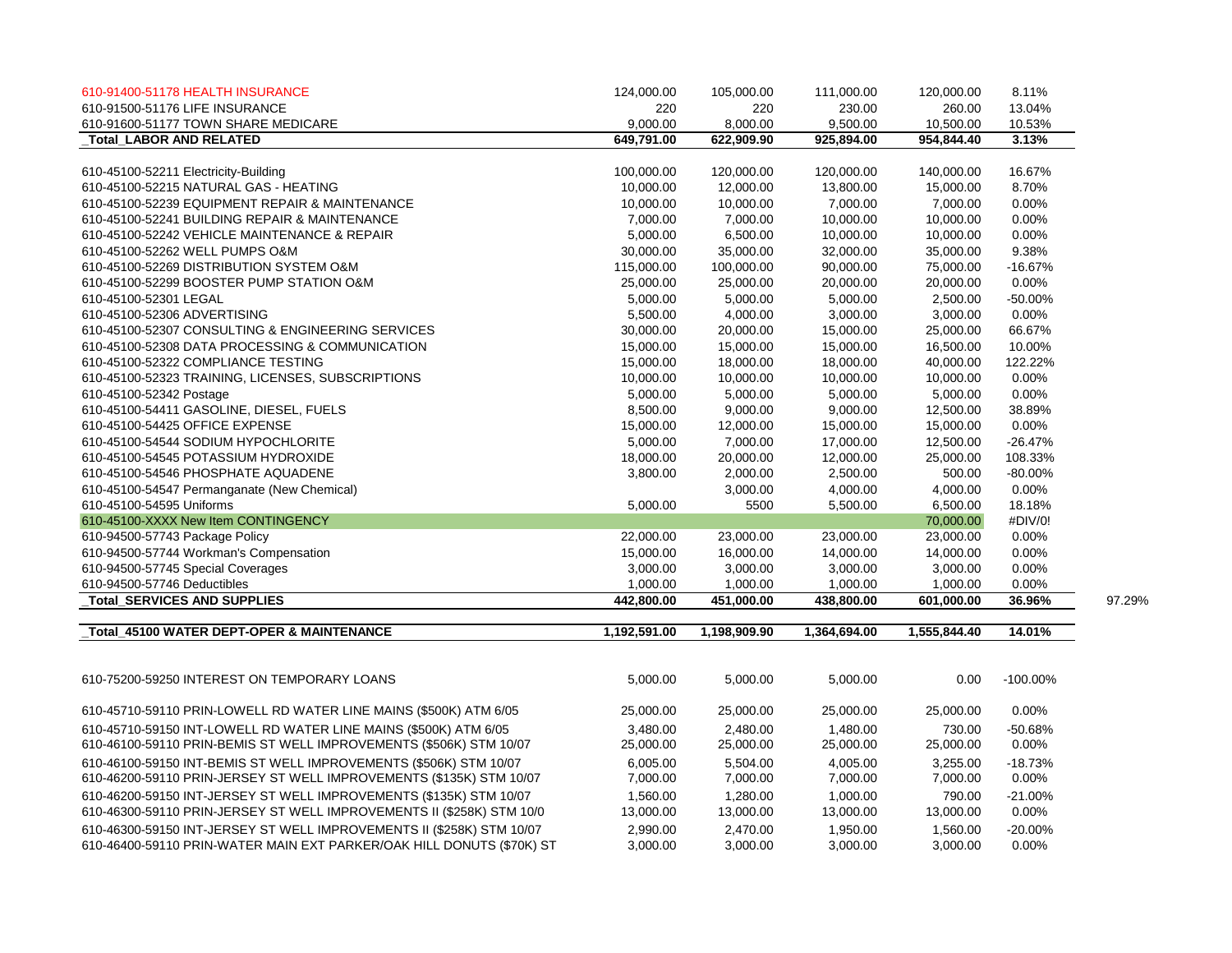| Account | | | | | | |
|---|---|---|---|---|---|---|
| 610-91400-51178 HEALTH INSURANCE | 124,000.00 | 105,000.00 | 111,000.00 | 120,000.00 | 8.11% | |
| 610-91500-51176 LIFE INSURANCE | 220 | 220 | 230.00 | 260.00 | 13.04% | |
| 610-91600-51177 TOWN SHARE MEDICARE | 9,000.00 | 8,000.00 | 9,500.00 | 10,500.00 | 10.53% | |
| **_Total_LABOR AND RELATED** | **649,791.00** | **622,909.90** | **925,894.00** | **954,844.40** | **3.13%** | |
| | | | | | | |
| 610-45100-52211 Electricity-Building | 100,000.00 | 120,000.00 | 120,000.00 | 140,000.00 | 16.67% | |
| 610-45100-52215 NATURAL GAS - HEATING | 10,000.00 | 12,000.00 | 13,800.00 | 15,000.00 | 8.70% | |
| 610-45100-52239 EQUIPMENT REPAIR & MAINTENANCE | 10,000.00 | 10,000.00 | 7,000.00 | 7,000.00 | 0.00% | |
| 610-45100-52241 BUILDING REPAIR & MAINTENANCE | 7,000.00 | 7,000.00 | 10,000.00 | 10,000.00 | 0.00% | |
| 610-45100-52242 VEHICLE MAINTENANCE & REPAIR | 5,000.00 | 6,500.00 | 10,000.00 | 10,000.00 | 0.00% | |
| 610-45100-52262 WELL PUMPS O&M | 30,000.00 | 35,000.00 | 32,000.00 | 35,000.00 | 9.38% | |
| 610-45100-52269 DISTRIBUTION SYSTEM O&M | 115,000.00 | 100,000.00 | 90,000.00 | 75,000.00 | -16.67% | |
| 610-45100-52299 BOOSTER PUMP STATION O&M | 25,000.00 | 25,000.00 | 20,000.00 | 20,000.00 | 0.00% | |
| 610-45100-52301 LEGAL | 5,000.00 | 5,000.00 | 5,000.00 | 2,500.00 | -50.00% | |
| 610-45100-52306 ADVERTISING | 5,500.00 | 4,000.00 | 3,000.00 | 3,000.00 | 0.00% | |
| 610-45100-52307 CONSULTING & ENGINEERING SERVICES | 30,000.00 | 20,000.00 | 15,000.00 | 25,000.00 | 66.67% | |
| 610-45100-52308 DATA PROCESSING & COMMUNICATION | 15,000.00 | 15,000.00 | 15,000.00 | 16,500.00 | 10.00% | |
| 610-45100-52322 COMPLIANCE TESTING | 15,000.00 | 18,000.00 | 18,000.00 | 40,000.00 | 122.22% | |
| 610-45100-52323 TRAINING, LICENSES, SUBSCRIPTIONS | 10,000.00 | 10,000.00 | 10,000.00 | 10,000.00 | 0.00% | |
| 610-45100-52342 Postage | 5,000.00 | 5,000.00 | 5,000.00 | 5,000.00 | 0.00% | |
| 610-45100-54411 GASOLINE, DIESEL, FUELS | 8,500.00 | 9,000.00 | 9,000.00 | 12,500.00 | 38.89% | |
| 610-45100-54425 OFFICE EXPENSE | 15,000.00 | 12,000.00 | 15,000.00 | 15,000.00 | 0.00% | |
| 610-45100-54544 SODIUM HYPOCHLORITE | 5,000.00 | 7,000.00 | 17,000.00 | 12,500.00 | -26.47% | |
| 610-45100-54545 POTASSIUM HYDROXIDE | 18,000.00 | 20,000.00 | 12,000.00 | 25,000.00 | 108.33% | |
| 610-45100-54546 PHOSPHATE AQUADENE | 3,800.00 | 2,000.00 | 2,500.00 | 500.00 | -80.00% | |
| 610-45100-54547 Permanganate (New Chemical) | | 3,000.00 | 4,000.00 | 4,000.00 | 0.00% | |
| 610-45100-54595 Uniforms | 5,000.00 | 5500 | 5,500.00 | 6,500.00 | 18.18% | |
| 610-45100-XXXX New Item CONTINGENCY | | | | 70,000.00 | #DIV/0! | |
| 610-94500-57743 Package Policy | 22,000.00 | 23,000.00 | 23,000.00 | 23,000.00 | 0.00% | |
| 610-94500-57744 Workman's Compensation | 15,000.00 | 16,000.00 | 14,000.00 | 14,000.00 | 0.00% | |
| 610-94500-57745 Special Coverages | 3,000.00 | 3,000.00 | 3,000.00 | 3,000.00 | 0.00% | |
| 610-94500-57746 Deductibles | 1,000.00 | 1,000.00 | 1,000.00 | 1,000.00 | 0.00% | |
| **_Total_SERVICES AND SUPPLIES** | **442,800.00** | **451,000.00** | **438,800.00** | **601,000.00** | **36.96%** | 97.29% |
| | | | | | | |
| **_Total_45100 WATER DEPT-OPER & MAINTENANCE** | **1,192,591.00** | **1,198,909.90** | **1,364,694.00** | **1,555,844.40** | **14.01%** | |
| | | | | | | |
| 610-75200-59250 INTEREST ON TEMPORARY LOANS | 5,000.00 | 5,000.00 | 5,000.00 | 0.00 | -100.00% | |
| | | | | | | |
| 610-45710-59110 PRIN-LOWELL RD WATER LINE MAINS ($500K) ATM 6/05 | 25,000.00 | 25,000.00 | 25,000.00 | 25,000.00 | 0.00% | |
| 610-45710-59150 INT-LOWELL RD WATER LINE MAINS ($500K) ATM 6/05 | 3,480.00 | 2,480.00 | 1,480.00 | 730.00 | -50.68% | |
| 610-46100-59110 PRIN-BEMIS ST WELL IMPROVEMENTS ($506K) STM 10/07 | 25,000.00 | 25,000.00 | 25,000.00 | 25,000.00 | 0.00% | |
| 610-46100-59150 INT-BEMIS ST WELL IMPROVEMENTS ($506K) STM 10/07 | 6,005.00 | 5,504.00 | 4,005.00 | 3,255.00 | -18.73% | |
| 610-46200-59110 PRIN-JERSEY ST WELL IMPROVEMENTS ($135K) STM 10/07 | 7,000.00 | 7,000.00 | 7,000.00 | 7,000.00 | 0.00% | |
| 610-46200-59150 INT-JERSEY ST WELL IMPROVEMENTS ($135K) STM 10/07 | 1,560.00 | 1,280.00 | 1,000.00 | 790.00 | -21.00% | |
| 610-46300-59110 PRIN-JERSEY ST WELL IMPROVEMENTS II ($258K) STM 10/0 | 13,000.00 | 13,000.00 | 13,000.00 | 13,000.00 | 0.00% | |
| 610-46300-59150 INT-JERSEY ST WELL IMPROVEMENTS II ($258K) STM 10/07 | 2,990.00 | 2,470.00 | 1,950.00 | 1,560.00 | -20.00% | |
| 610-46400-59110 PRIN-WATER MAIN EXT PARKER/OAK HILL DONUTS ($70K) ST | 3,000.00 | 3,000.00 | 3,000.00 | 3,000.00 | 0.00% | |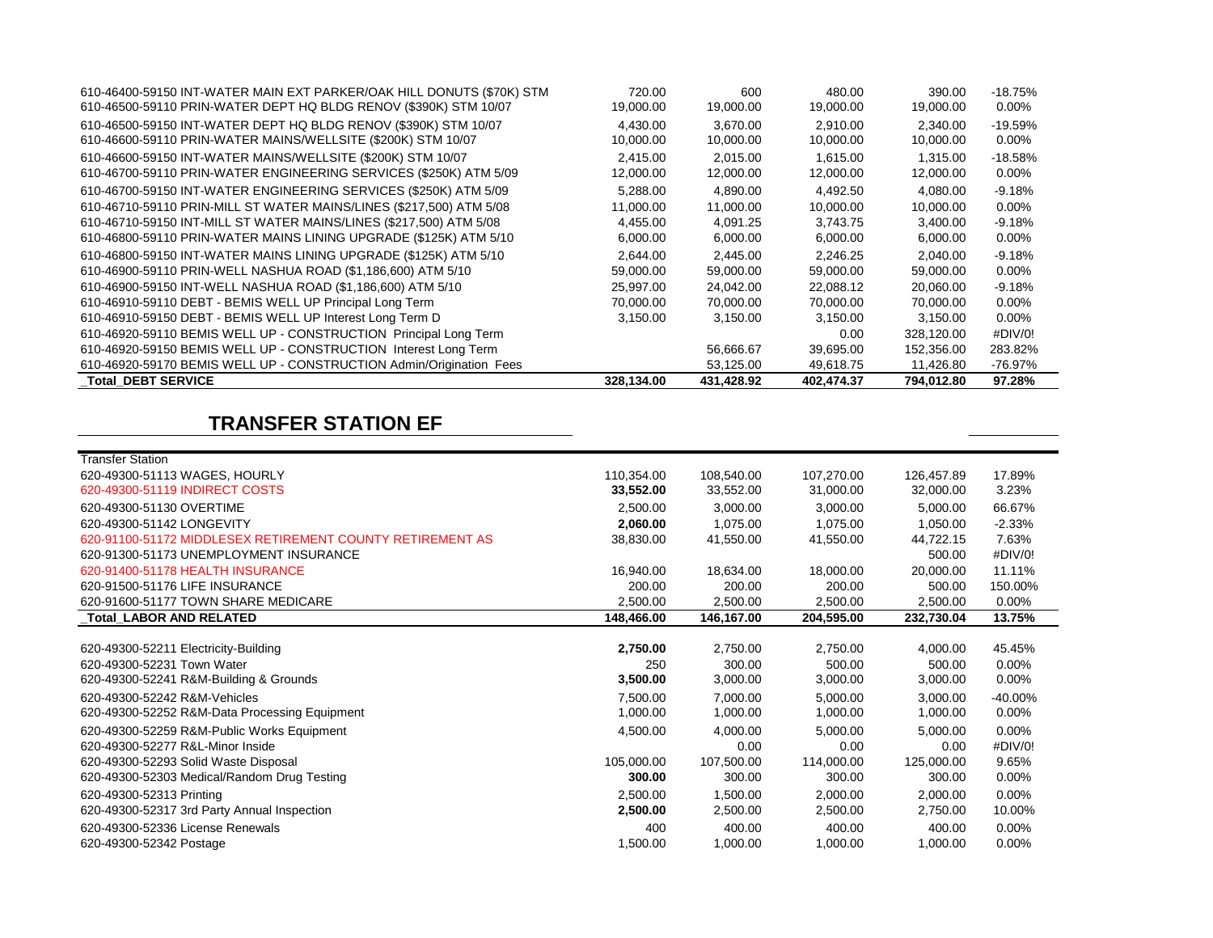| | | | | | |
|---|---|---|---|---|---|
| 610-46400-59150 INT-WATER MAIN EXT PARKER/OAK HILL DONUTS ($70K) STM | 720.00 | 600 | 480.00 | 390.00 | -18.75% |
| 610-46500-59110 PRIN-WATER DEPT HQ BLDG RENOV ($390K) STM 10/07 | 19,000.00 | 19,000.00 | 19,000.00 | 19,000.00 | 0.00% |
| 610-46500-59150 INT-WATER DEPT HQ BLDG RENOV ($390K) STM 10/07 | 4,430.00 | 3,670.00 | 2,910.00 | 2,340.00 | -19.59% |
| 610-46600-59110 PRIN-WATER MAINS/WELLSITE ($200K) STM 10/07 | 10,000.00 | 10,000.00 | 10,000.00 | 10,000.00 | 0.00% |
| 610-46600-59150 INT-WATER MAINS/WELLSITE ($200K) STM 10/07 | 2,415.00 | 2,015.00 | 1,615.00 | 1,315.00 | -18.58% |
| 610-46700-59110 PRIN-WATER ENGINEERING SERVICES ($250K) ATM 5/09 | 12,000.00 | 12,000.00 | 12,000.00 | 12,000.00 | 0.00% |
| 610-46700-59150 INT-WATER ENGINEERING SERVICES ($250K) ATM 5/09 | 5,288.00 | 4,890.00 | 4,492.50 | 4,080.00 | -9.18% |
| 610-46710-59110 PRIN-MILL ST WATER MAINS/LINES ($217,500) ATM 5/08 | 11,000.00 | 11,000.00 | 10,000.00 | 10,000.00 | 0.00% |
| 610-46710-59150 INT-MILL ST WATER MAINS/LINES ($217,500) ATM 5/08 | 4,455.00 | 4,091.25 | 3,743.75 | 3,400.00 | -9.18% |
| 610-46800-59110 PRIN-WATER MAINS LINING UPGRADE ($125K) ATM 5/10 | 6,000.00 | 6,000.00 | 6,000.00 | 6,000.00 | 0.00% |
| 610-46800-59150 INT-WATER MAINS LINING UPGRADE ($125K) ATM 5/10 | 2,644.00 | 2,445.00 | 2,246.25 | 2,040.00 | -9.18% |
| 610-46900-59110 PRIN-WELL NASHUA ROAD ($1,186,600) ATM 5/10 | 59,000.00 | 59,000.00 | 59,000.00 | 59,000.00 | 0.00% |
| 610-46900-59150 INT-WELL NASHUA ROAD ($1,186,600) ATM 5/10 | 25,997.00 | 24,042.00 | 22,088.12 | 20,060.00 | -9.18% |
| 610-46910-59110 DEBT - BEMIS WELL UP Principal Long Term | 70,000.00 | 70,000.00 | 70,000.00 | 70,000.00 | 0.00% |
| 610-46910-59150 DEBT - BEMIS WELL UP Interest Long Term D | 3,150.00 | 3,150.00 | 3,150.00 | 3,150.00 | 0.00% |
| 610-46920-59110 BEMIS WELL UP - CONSTRUCTION Principal Long Term | | | 0.00 | 328,120.00 | #DIV/0! |
| 610-46920-59150 BEMIS WELL UP - CONSTRUCTION Interest Long Term | | 56,666.67 | 39,695.00 | 152,356.00 | 283.82% |
| 610-46920-59170 BEMIS WELL UP - CONSTRUCTION Admin/Origination Fees | | 53,125.00 | 49,618.75 | 11,426.80 | -76.97% |
| **_Total_DEBT SERVICE** | **328,134.00** | **431,428.92** | **402,474.37** | **794,012.80** | **97.28%** |

## TRANSFER STATION EF

| | | | | | |
|---|---|---|---|---|---|
| Transfer Station | | | | | |
| 620-49300-51113 WAGES, HOURLY | 110,354.00 | 108,540.00 | 107,270.00 | 126,457.89 | 17.89% |
| 620-49300-51119 INDIRECT COSTS | **33,552.00** | 33,552.00 | 31,000.00 | 32,000.00 | 3.23% |
| 620-49300-51130 OVERTIME | 2,500.00 | 3,000.00 | 3,000.00 | 5,000.00 | 66.67% |
| 620-49300-51142 LONGEVITY | **2,060.00** | 1,075.00 | 1,075.00 | 1,050.00 | -2.33% |
| 620-91100-51172 MIDDLESEX RETIREMENT COUNTY RETIREMENT AS | 38,830.00 | 41,550.00 | 41,550.00 | 44,722.15 | 7.63% |
| 620-91300-51173 UNEMPLOYMENT INSURANCE | | | | 500.00 | #DIV/0! |
| 620-91400-51178 HEALTH INSURANCE | 16,940.00 | 18,634.00 | 18,000.00 | 20,000.00 | 11.11% |
| 620-91500-51176 LIFE INSURANCE | 200.00 | 200.00 | 200.00 | 500.00 | 150.00% |
| 620-91600-51177 TOWN SHARE MEDICARE | 2,500.00 | 2,500.00 | 2,500.00 | 2,500.00 | 0.00% |
| **_Total_LABOR AND RELATED** | **148,466.00** | **146,167.00** | **204,595.00** | **232,730.04** | **13.75%** |
| | | | | | |
| 620-49300-52211 Electricity-Building | **2,750.00** | 2,750.00 | 2,750.00 | 4,000.00 | 45.45% |
| 620-49300-52231 Town Water | 250 | 300.00 | 500.00 | 500.00 | 0.00% |
| 620-49300-52241 R&M-Building & Grounds | **3,500.00** | 3,000.00 | 3,000.00 | 3,000.00 | 0.00% |
| 620-49300-52242 R&M-Vehicles | 7,500.00 | 7,000.00 | 5,000.00 | 3,000.00 | -40.00% |
| 620-49300-52252 R&M-Data Processing Equipment | 1,000.00 | 1,000.00 | 1,000.00 | 1,000.00 | 0.00% |
| 620-49300-52259 R&M-Public Works Equipment | 4,500.00 | 4,000.00 | 5,000.00 | 5,000.00 | 0.00% |
| 620-49300-52277 R&L-Minor Inside | | 0.00 | 0.00 | 0.00 | #DIV/0! |
| 620-49300-52293 Solid Waste Disposal | 105,000.00 | 107,500.00 | 114,000.00 | 125,000.00 | 9.65% |
| 620-49300-52303 Medical/Random Drug Testing | **300.00** | 300.00 | 300.00 | 300.00 | 0.00% |
| 620-49300-52313 Printing | 2,500.00 | 1,500.00 | 2,000.00 | 2,000.00 | 0.00% |
| 620-49300-52317 3rd Party Annual Inspection | **2,500.00** | 2,500.00 | 2,500.00 | 2,750.00 | 10.00% |
| 620-49300-52336 License Renewals | 400 | 400.00 | 400.00 | 400.00 | 0.00% |
| 620-49300-52342 Postage | 1,500.00 | 1,000.00 | 1,000.00 | 1,000.00 | 0.00% |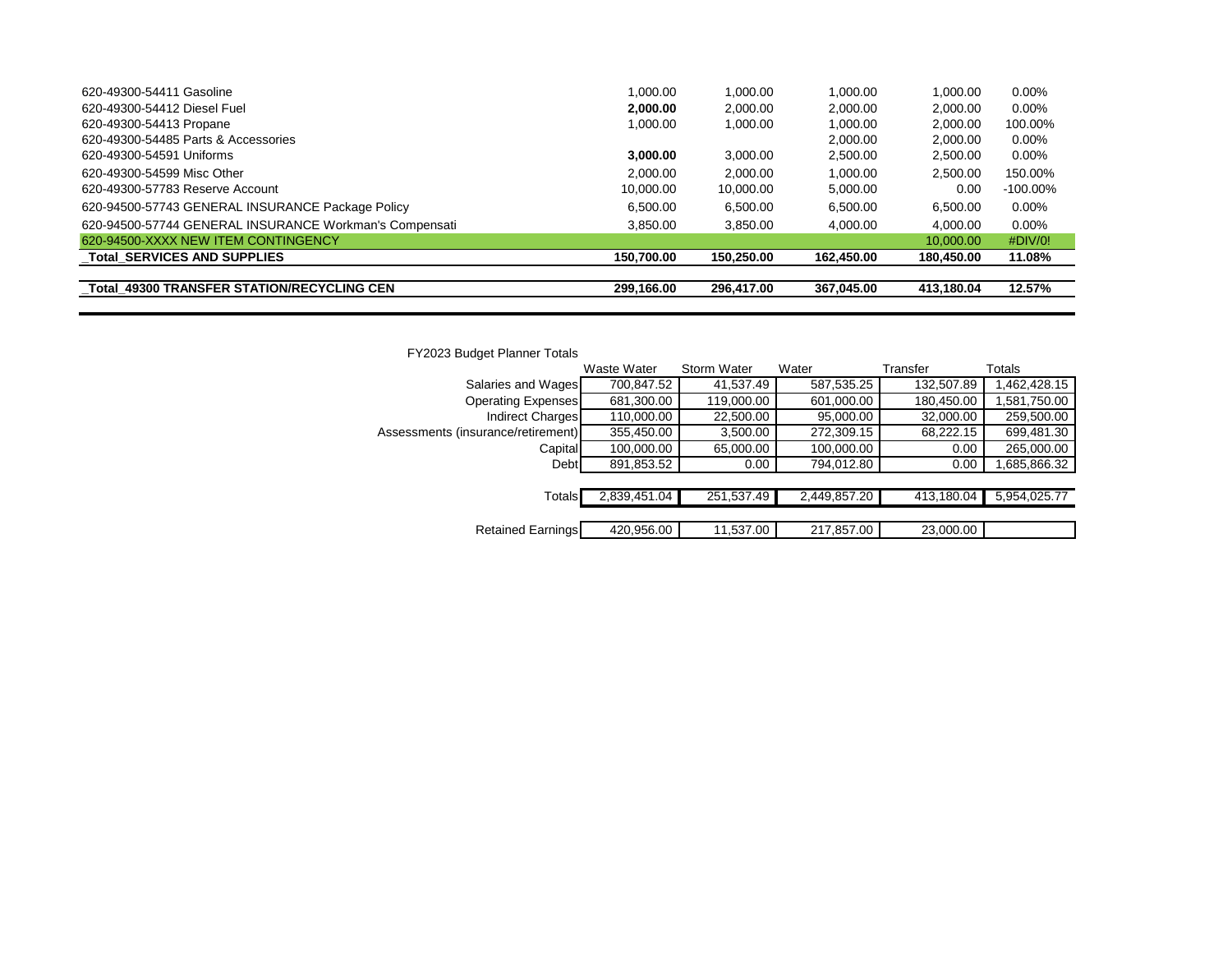| | | | | | |
|---|---|---|---|---|---|
| 620-49300-54411 Gasoline | 1,000.00 | 1,000.00 | 1,000.00 | 1,000.00 | 0.00% |
| 620-49300-54412 Diesel Fuel | **2,000.00** | 2,000.00 | 2,000.00 | 2,000.00 | 0.00% |
| 620-49300-54413 Propane | 1,000.00 | 1,000.00 | 1,000.00 | 2,000.00 | 100.00% |
| 620-49300-54485 Parts & Accessories | | | 2,000.00 | 2,000.00 | 0.00% |
| 620-49300-54591 Uniforms | **3,000.00** | 3,000.00 | 2,500.00 | 2,500.00 | 0.00% |
| 620-49300-54599 Misc Other | 2,000.00 | 2,000.00 | 1,000.00 | 2,500.00 | 150.00% |
| 620-49300-57783 Reserve Account | 10,000.00 | 10,000.00 | 5,000.00 | 0.00 | -100.00% |
| 620-94500-57743 GENERAL INSURANCE Package Policy | 6,500.00 | 6,500.00 | 6,500.00 | 6,500.00 | 0.00% |
| 620-94500-57744 GENERAL INSURANCE Workman's Compensati | 3,850.00 | 3,850.00 | 4,000.00 | 4,000.00 | 0.00% |
| 620-94500-XXXX NEW ITEM CONTINGENCY | | | | 10,000.00 | #DIV/0! |
| **_Total_SERVICES AND SUPPLIES** | **150,700.00** | **150,250.00** | **162,450.00** | **180,450.00** | **11.08%** |
| **_Total_49300 TRANSFER STATION/RECYCLING CEN** | **299,166.00** | **296,417.00** | **367,045.00** | **413,180.04** | **12.57%** |

FY2023 Budget Planner Totals

| | Waste Water | Storm Water | Water | Transfer | Totals |
|---|---|---|---|---|---|
| Salaries and Wages | 700,847.52 | 41,537.49 | 587,535.25 | 132,507.89 | 1,462,428.15 |
| Operating Expenses | 681,300.00 | 119,000.00 | 601,000.00 | 180,450.00 | 1,581,750.00 |
| Indirect Charges | 110,000.00 | 22,500.00 | 95,000.00 | 32,000.00 | 259,500.00 |
| Assessments (insurance/retirement) | 355,450.00 | 3,500.00 | 272,309.15 | 68,222.15 | 699,481.30 |
| Capital | 100,000.00 | 65,000.00 | 100,000.00 | 0.00 | 265,000.00 |
| Debt | 891,853.52 | 0.00 | 794,012.80 | 0.00 | 1,685,866.32 |
| Totals | 2,839,451.04 | 251,537.49 | 2,449,857.20 | 413,180.04 | 5,954,025.77 |
| Retained Earnings | 420,956.00 | 11,537.00 | 217,857.00 | 23,000.00 | |